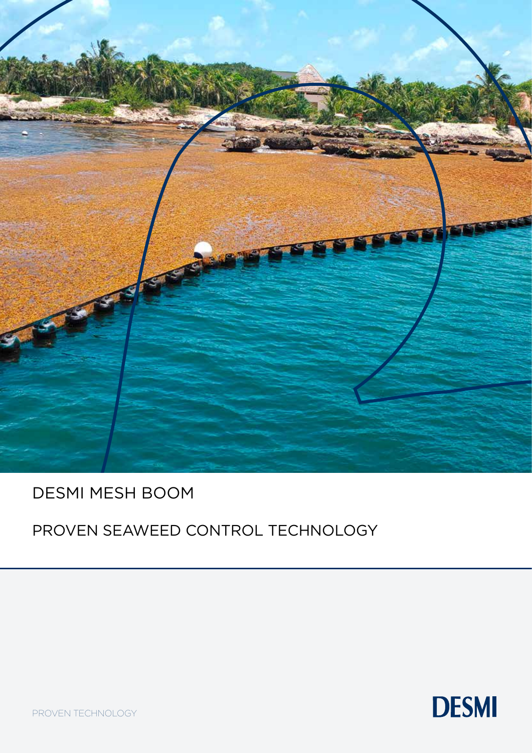# DESMI MESH BOOM

## PROVEN SEAWEED CONTROL TECHNOLOGY

PROVEN TECHNOLOGY

DESMI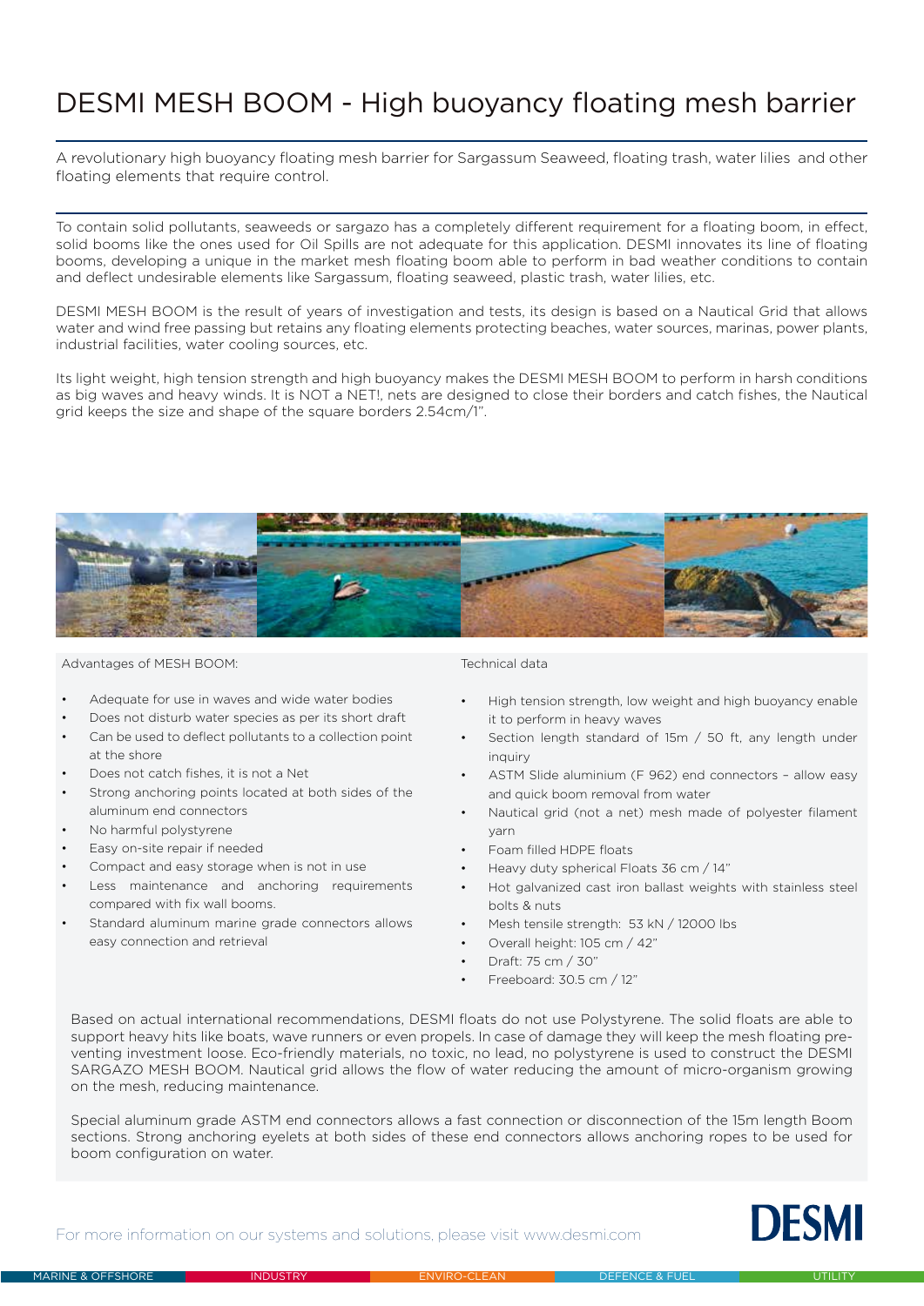# DESMI MESH BOOM - High buoyancy floating mesh barrier

A revolutionary high buoyancy floating mesh barrier for Sargassum Seaweed, floating trash, water lilies and other floating elements that require control.

To contain solid pollutants, seaweeds or sargazo has a completely different requirement for a floating boom, in effect, solid booms like the ones used for Oil Spills are not adequate for this application. DESMI innovates its line of floating booms, developing a unique in the market mesh floating boom able to perform in bad weather conditions to contain and deflect undesirable elements like Sargassum, floating seaweed, plastic trash, water lilies, etc.

DESMI MESH BOOM is the result of years of investigation and tests, its design is based on a Nautical Grid that allows water and wind free passing but retains any floating elements protecting beaches, water sources, marinas, power plants, industrial facilities, water cooling sources, etc.

Its light weight, high tension strength and high buoyancy makes the DESMI MESH BOOM to perform in harsh conditions as big waves and heavy winds. It is NOT a NET!, nets are designed to close their borders and catch fishes, the Nautical grid keeps the size and shape of the square borders 2.54cm/1".

Advantages of MESH BOOM:

- Adequate for use in waves and wide water bodies
- Does not disturb water species as per its short draft
- Can be used to deflect pollutants to a collection point at the shore
- Does not catch fishes, it is not a Net
- Strong anchoring points located at both sides of the aluminum end connectors
- No harmful polystyrene
- Easy on-site repair if needed
- Compact and easy storage when is not in use
- Less maintenance and anchoring requirements compared with fix wall booms.
- Standard aluminum marine grade connectors allows easy connection and retrieval

Technical data

- High tension strength, low weight and high buoyancy enable it to perform in heavy waves
- Section length standard of 15m / 50 ft, any length under inquiry
- ASTM Slide aluminium (F 962) end connectors – allow easy and quick boom removal from water
- Nautical grid (not a net) mesh made of polyester filament yarn
- Foam filled HDPE floats
- Heavy duty spherical Floats 36 cm / 14"
- Hot galvanized cast iron ballast weights with stainless steel bolts & nuts
- Mesh tensile strength: 53 kN / 12000 lbs
- Overall height: 105 cm / 42"
- Draft: 75 cm / 30"
- Freeboard: 30.5 cm / 12"

Based on actual international recommendations, DESMI floats do not use Polystyrene. The solid floats are able to support heavy hits like boats, wave runners or even propels. In case of damage they will keep the mesh floating preventing investment loose. Eco-friendly materials, no toxic, no lead, no polystyrene is used to construct the DESMI SARGAZO MESH BOOM. Nautical grid allows the flow of water reducing the amount of micro-organism growing on the mesh, reducing maintenance.

Special aluminum grade ASTM end connectors allows a fast connection or disconnection of the 15m length Boom sections. Strong anchoring eyelets at both sides of these end connectors allows anchoring ropes to be used for boom configuration on water.

For more information on our systems and solutions, please visit www.desmi.com

DESMI

MARINE & OFFSHORE | INDUSTRY | ENVIRO-CLEAN | DEFENCE & FUEL | UTILITY